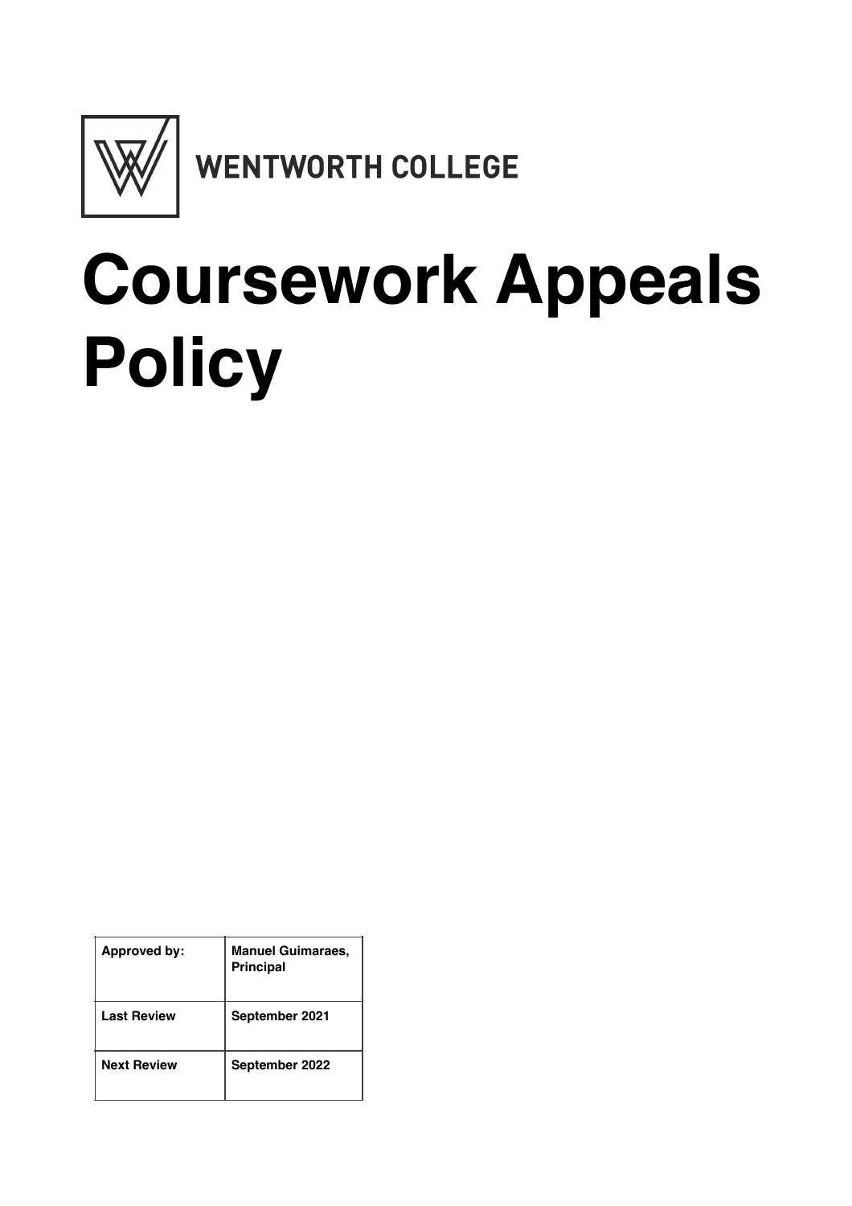WENTWORTH COLLEGE

# Coursework Appeals Policy

| Approved by: | Manuel Guimaraes, Principal |
|---|---|
| Last Review | September 2021 |
| Next Review | September 2022 |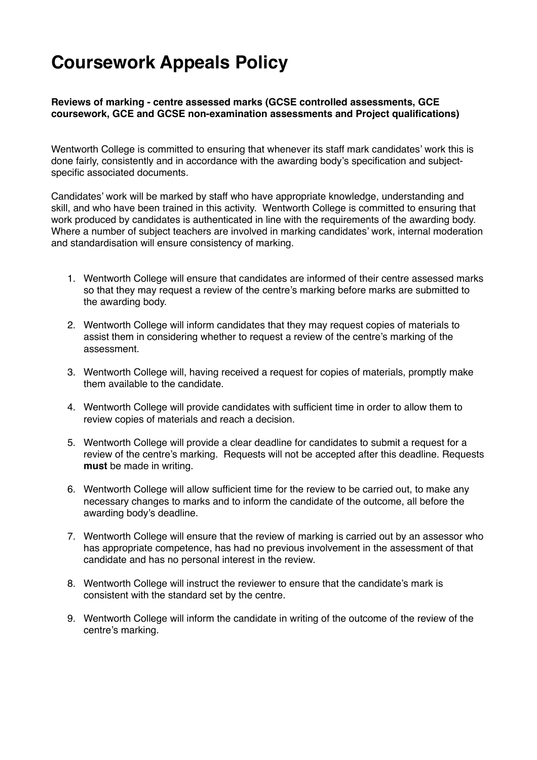# Coursework Appeals Policy

**Reviews of marking - centre assessed marks (GCSE controlled assessments, GCE coursework, GCE and GCSE non-examination assessments and Project qualifications)**

Wentworth College is committed to ensuring that whenever its staff mark candidates' work this is done fairly, consistently and in accordance with the awarding body's specification and subject-specific associated documents.

Candidates' work will be marked by staff who have appropriate knowledge, understanding and skill, and who have been trained in this activity. Wentworth College is committed to ensuring that work produced by candidates is authenticated in line with the requirements of the awarding body. Where a number of subject teachers are involved in marking candidates' work, internal moderation and standardisation will ensure consistency of marking.

1. Wentworth College will ensure that candidates are informed of their centre assessed marks so that they may request a review of the centre's marking before marks are submitted to the awarding body.
2. Wentworth College will inform candidates that they may request copies of materials to assist them in considering whether to request a review of the centre's marking of the assessment.
3. Wentworth College will, having received a request for copies of materials, promptly make them available to the candidate.
4. Wentworth College will provide candidates with sufficient time in order to allow them to review copies of materials and reach a decision.
5. Wentworth College will provide a clear deadline for candidates to submit a request for a review of the centre's marking. Requests will not be accepted after this deadline. Requests **must** be made in writing.
6. Wentworth College will allow sufficient time for the review to be carried out, to make any necessary changes to marks and to inform the candidate of the outcome, all before the awarding body's deadline.
7. Wentworth College will ensure that the review of marking is carried out by an assessor who has appropriate competence, has had no previous involvement in the assessment of that candidate and has no personal interest in the review.
8. Wentworth College will instruct the reviewer to ensure that the candidate's mark is consistent with the standard set by the centre.
9. Wentworth College will inform the candidate in writing of the outcome of the review of the centre's marking.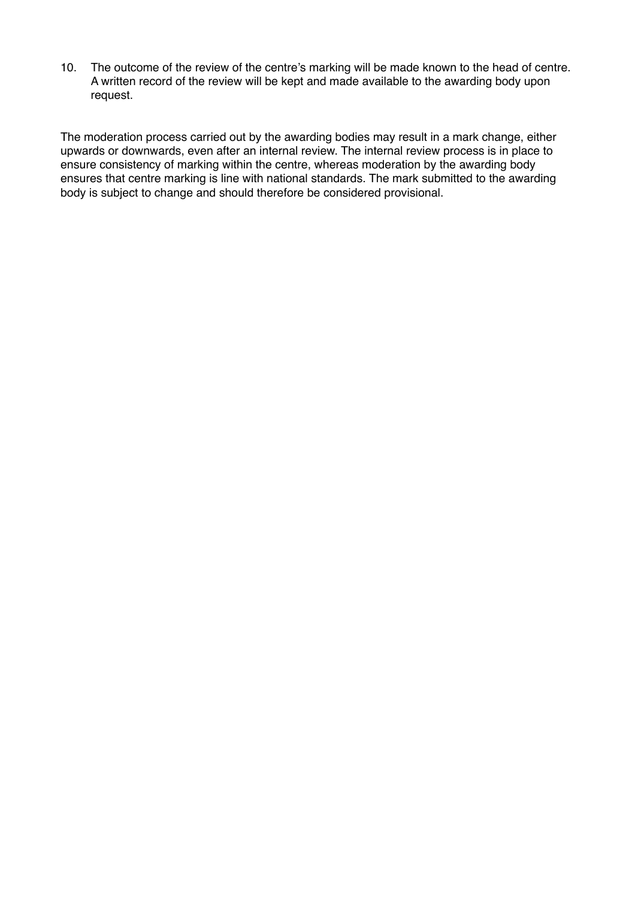10. The outcome of the review of the centre's marking will be made known to the head of centre. A written record of the review will be kept and made available to the awarding body upon request.

The moderation process carried out by the awarding bodies may result in a mark change, either upwards or downwards, even after an internal review. The internal review process is in place to ensure consistency of marking within the centre, whereas moderation by the awarding body ensures that centre marking is line with national standards. The mark submitted to the awarding body is subject to change and should therefore be considered provisional.